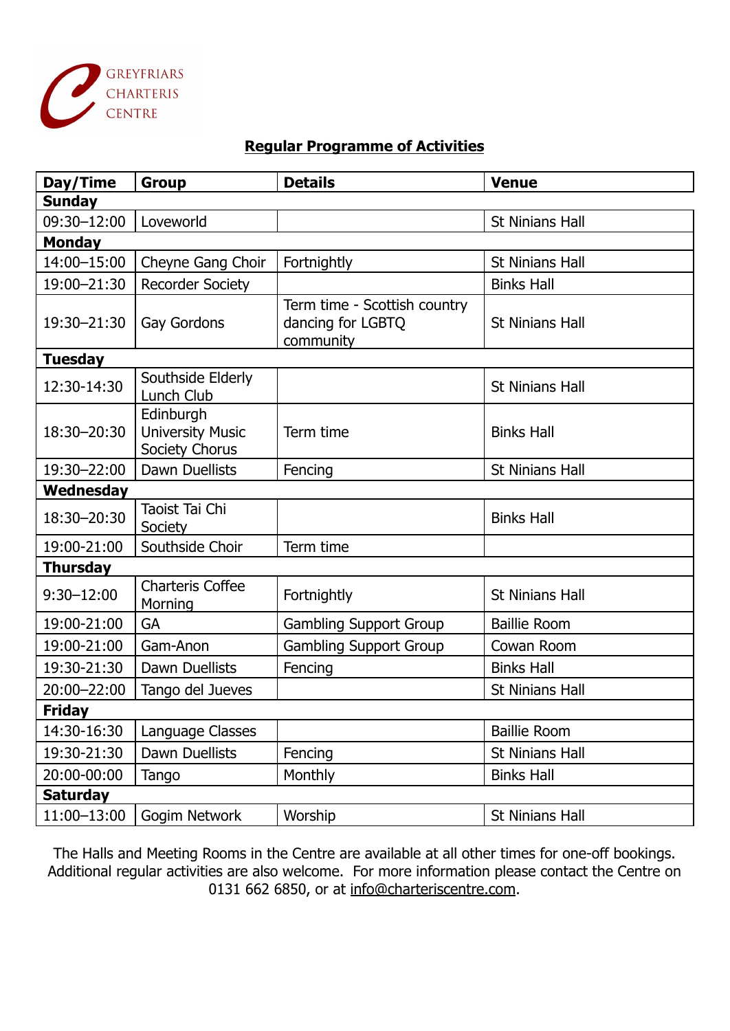GREYFRIARS CHARTERIS CENTRE

**Regular Programme of Activities**

| Day/Time | Group | Details | Venue |
|---|---|---|---|
| **Sunday** | | | |
| 09:30–12:00 | Loveworld | | St Ninians Hall |
| **Monday** | | | |
| 14:00–15:00 | Cheyne Gang Choir | Fortnightly | St Ninians Hall |
| 19:00–21:30 | Recorder Society | | Binks Hall |
| 19:30–21:30 | Gay Gordons | Term time - Scottish country dancing for LGBTQ community | St Ninians Hall |
| **Tuesday** | | | |
| 12:30-14:30 | Southside Elderly Lunch Club | | St Ninians Hall |
| 18:30–20:30 | Edinburgh University Music Society Chorus | Term time | Binks Hall |
| 19:30–22:00 | Dawn Duellists | Fencing | St Ninians Hall |
| **Wednesday** | | | |
| 18:30–20:30 | Taoist Tai Chi Society | | Binks Hall |
| 19:00-21:00 | Southside Choir | Term time | |
| **Thursday** | | | |
| 9:30–12:00 | Charteris Coffee Morning | Fortnightly | St Ninians Hall |
| 19:00-21:00 | GA | Gambling Support Group | Baillie Room |
| 19:00-21:00 | Gam-Anon | Gambling Support Group | Cowan Room |
| 19:30-21:30 | Dawn Duellists | Fencing | Binks Hall |
| 20:00–22:00 | Tango del Jueves | | St Ninians Hall |
| **Friday** | | | |
| 14:30-16:30 | Language Classes | | Baillie Room |
| 19:30-21:30 | Dawn Duellists | Fencing | St Ninians Hall |
| 20:00-00:00 | Tango | Monthly | Binks Hall |
| **Saturday** | | | |
| 11:00–13:00 | Gogim Network | Worship | St Ninians Hall |

The Halls and Meeting Rooms in the Centre are available at all other times for one-off bookings. Additional regular activities are also welcome. For more information please contact the Centre on 0131 662 6850, or at info@charteriscentre.com.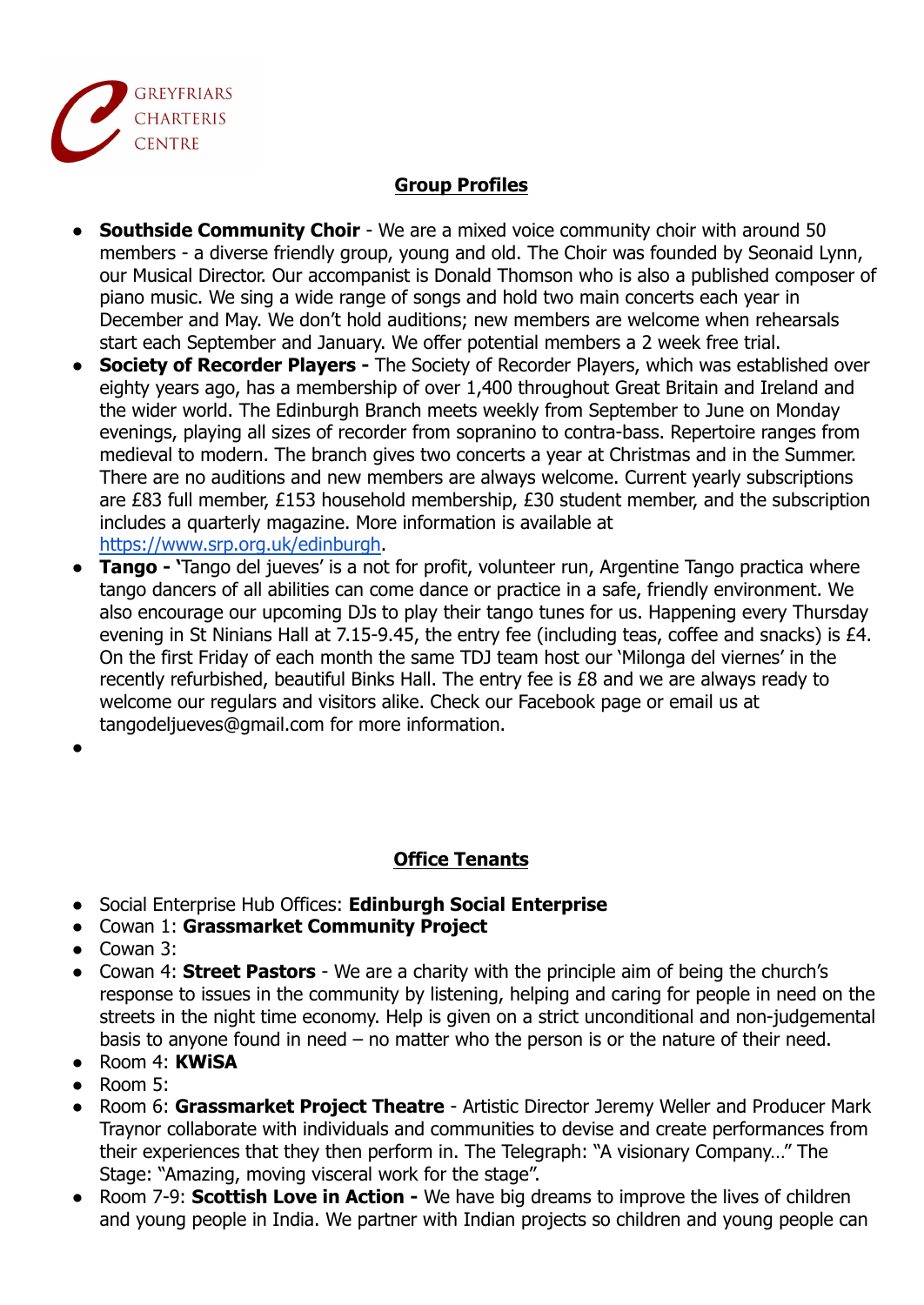GREYFRIARS
CHARTERIS
CENTRE

## Group Profiles

- **Southside Community Choir** - We are a mixed voice community choir with around 50 members - a diverse friendly group, young and old. The Choir was founded by Seonaid Lynn, our Musical Director. Our accompanist is Donald Thomson who is also a published composer of piano music. We sing a wide range of songs and hold two main concerts each year in December and May. We don't hold auditions; new members are welcome when rehearsals start each September and January. We offer potential members a 2 week free trial.
- **Society of Recorder Players -** The Society of Recorder Players, which was established over eighty years ago, has a membership of over 1,400 throughout Great Britain and Ireland and the wider world. The Edinburgh Branch meets weekly from September to June on Monday evenings, playing all sizes of recorder from sopranino to contra-bass. Repertoire ranges from medieval to modern. The branch gives two concerts a year at Christmas and in the Summer. There are no auditions and new members are always welcome. Current yearly subscriptions are £83 full member, £153 household membership, £30 student member, and the subscription includes a quarterly magazine. More information is available at https://www.srp.org.uk/edinburgh.
- **Tango -** 'Tango del jueves' is a not for profit, volunteer run, Argentine Tango practica where tango dancers of all abilities can come dance or practice in a safe, friendly environment. We also encourage our upcoming DJs to play their tango tunes for us. Happening every Thursday evening in St Ninians Hall at 7.15-9.45, the entry fee (including teas, coffee and snacks) is £4. On the first Friday of each month the same TDJ team host our 'Milonga del viernes' in the recently refurbished, beautiful Binks Hall. The entry fee is £8 and we are always ready to welcome our regulars and visitors alike. Check our Facebook page or email us at tangodeljueves@gmail.com for more information.
-

## Office Tenants

- Social Enterprise Hub Offices: **Edinburgh Social Enterprise**
- Cowan 1: **Grassmarket Community Project**
- Cowan 3:
- Cowan 4: **Street Pastors** - We are a charity with the principle aim of being the church's response to issues in the community by listening, helping and caring for people in need on the streets in the night time economy. Help is given on a strict unconditional and non-judgemental basis to anyone found in need – no matter who the person is or the nature of their need.
- Room 4: **KWiSA**
- Room 5:
- Room 6: **Grassmarket Project Theatre** - Artistic Director Jeremy Weller and Producer Mark Traynor collaborate with individuals and communities to devise and create performances from their experiences that they then perform in. The Telegraph: "A visionary Company…" The Stage: "Amazing, moving visceral work for the stage".
- Room 7-9: **Scottish Love in Action -** We have big dreams to improve the lives of children and young people in India. We partner with Indian projects so children and young people can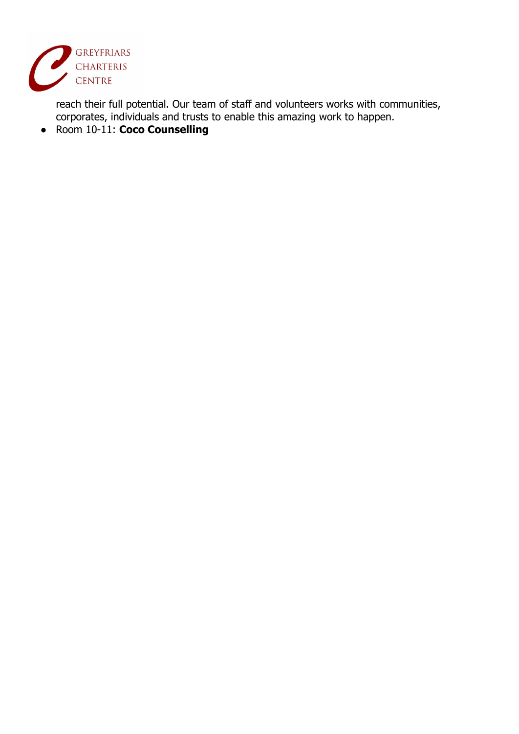reach their full potential. Our team of staff and volunteers works with communities, corporates, individuals and trusts to enable this amazing work to happen.

- Room 10-11: **Coco Counselling**